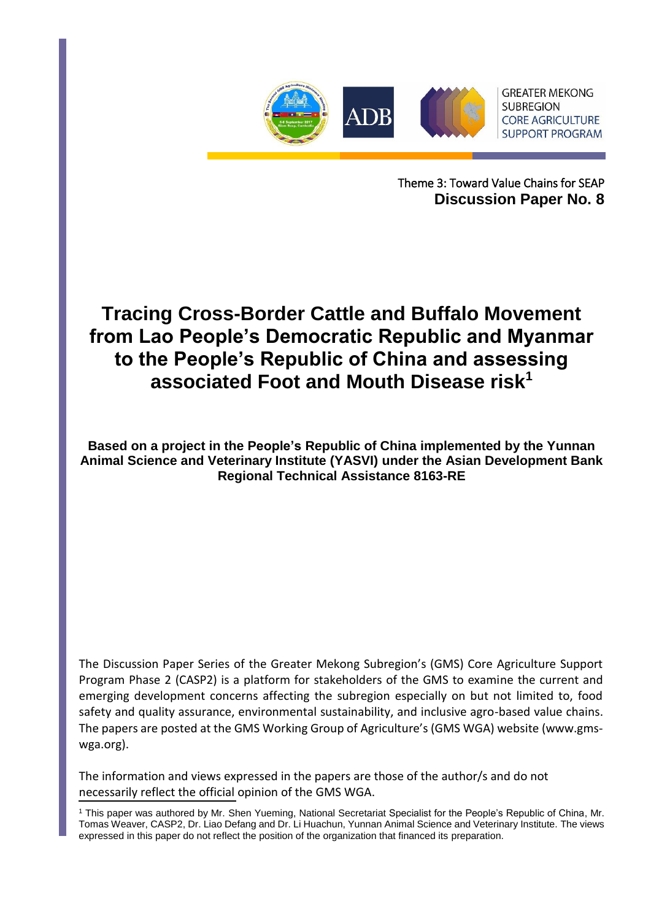GREATER MEKONG SUBREGION CORE AGRICULTURE SUPPORT PROGRAM

Theme 3: Toward Value Chains for SEAP
**Discussion Paper No. 8**

# Tracing Cross-Border Cattle and Buffalo Movement from Lao People's Democratic Republic and Myanmar to the People's Republic of China and assessing associated Foot and Mouth Disease risk[1]

**Based on a project in the People's Republic of China implemented by the Yunnan Animal Science and Veterinary Institute (YASVI) under the Asian Development Bank Regional Technical Assistance 8163-RE**

The Discussion Paper Series of the Greater Mekong Subregion's (GMS) Core Agriculture Support Program Phase 2 (CASP2) is a platform for stakeholders of the GMS to examine the current and emerging development concerns affecting the subregion especially on but not limited to, food safety and quality assurance, environmental sustainability, and inclusive agro-based value chains. The papers are posted at the GMS Working Group of Agriculture's (GMS WGA) website (www.gms-wga.org).

The information and views expressed in the papers are those of the author/s and do not necessarily reflect the official opinion of the GMS WGA.

[1] This paper was authored by Mr. Shen Yueming, National Secretariat Specialist for the People's Republic of China, Mr. Tomas Weaver, CASP2, Dr. Liao Defang and Dr. Li Huachun, Yunnan Animal Science and Veterinary Institute. The views expressed in this paper do not reflect the position of the organization that financed its preparation.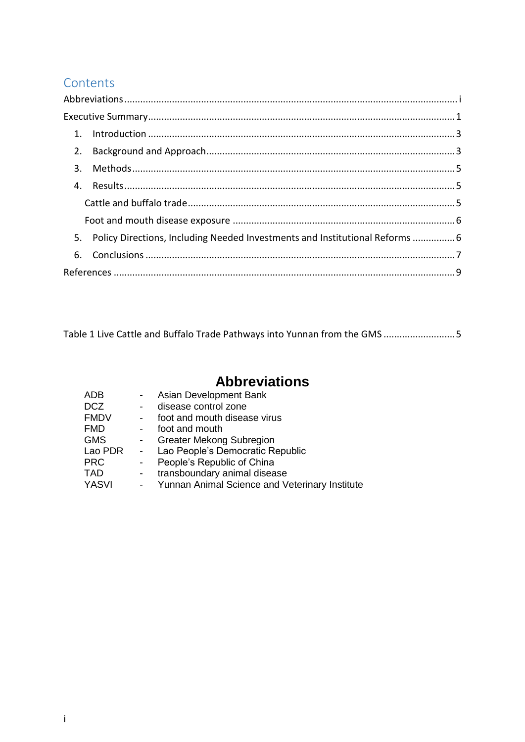## Contents

Abbreviations ........................................................................................................ i

Executive Summary ................................................................................................ 1

1. Introduction ........................................................................................................ 3
2. Background and Approach ................................................................................. 3
3. Methods .............................................................................................................. 5
4. Results ................................................................................................................ 5

    Cattle and buffalo trade ........................................................................................ 5

    Foot and mouth disease exposure ........................................................................ 6

5. Policy Directions, Including Needed Investments and Institutional Reforms ........ 6
6. Conclusions ......................................................................................................... 7

References ............................................................................................................... 9

Table 1 Live Cattle and Buffalo Trade Pathways into Yunnan from the GMS ........................... 5

# Abbreviations

| | | |
|---|---|---|
| ADB | - | Asian Development Bank |
| DCZ | - | disease control zone |
| FMDV | - | foot and mouth disease virus |
| FMD | - | foot and mouth |
| GMS | - | Greater Mekong Subregion |
| Lao PDR | - | Lao People's Democratic Republic |
| PRC | - | People's Republic of China |
| TAD | - | transboundary animal disease |
| YASVI | - | Yunnan Animal Science and Veterinary Institute |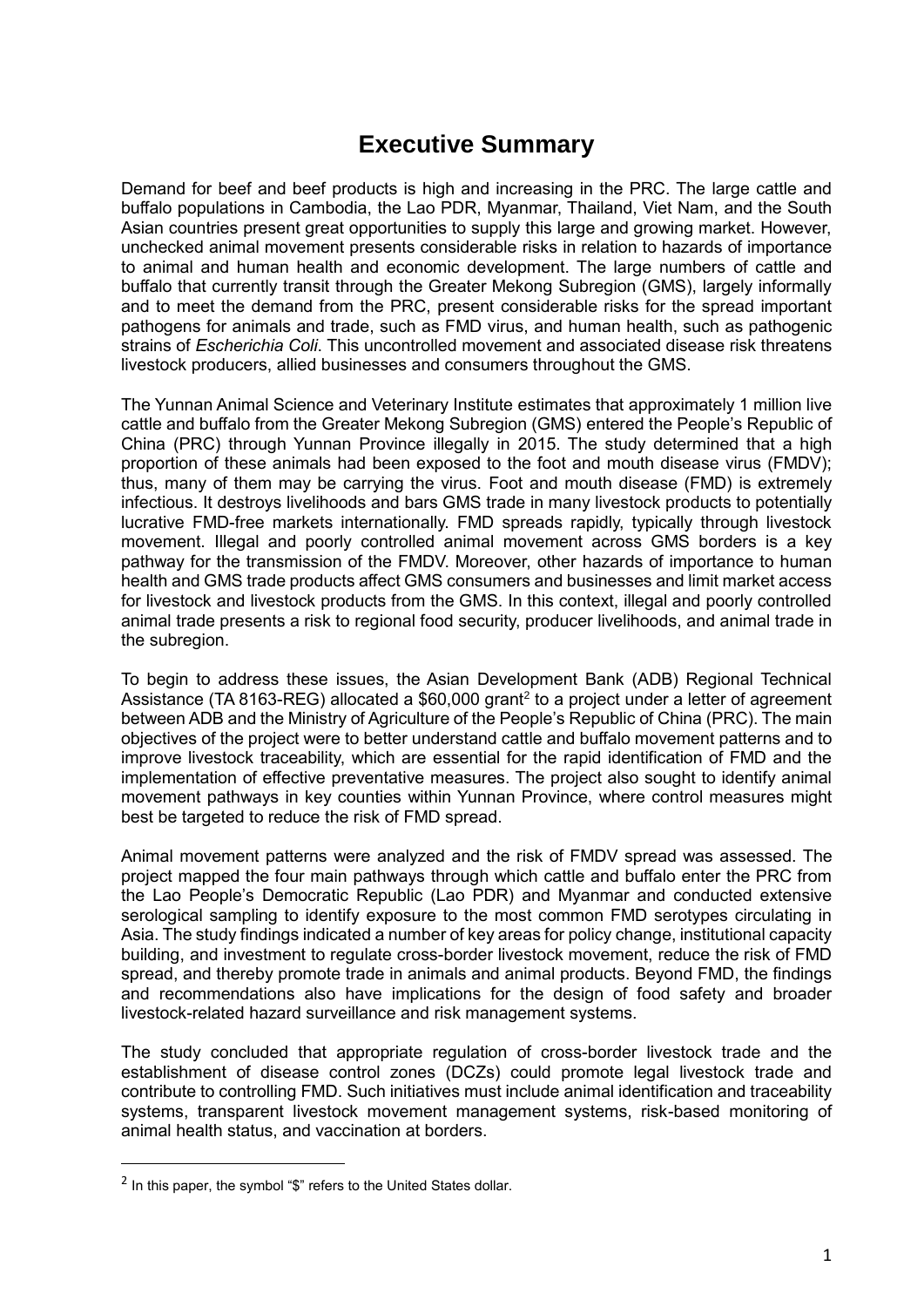# Executive Summary

Demand for beef and beef products is high and increasing in the PRC. The large cattle and buffalo populations in Cambodia, the Lao PDR, Myanmar, Thailand, Viet Nam, and the South Asian countries present great opportunities to supply this large and growing market. However, unchecked animal movement presents considerable risks in relation to hazards of importance to animal and human health and economic development. The large numbers of cattle and buffalo that currently transit through the Greater Mekong Subregion (GMS), largely informally and to meet the demand from the PRC, present considerable risks for the spread important pathogens for animals and trade, such as FMD virus, and human health, such as pathogenic strains of *Escherichia Coli*. This uncontrolled movement and associated disease risk threatens livestock producers, allied businesses and consumers throughout the GMS.

The Yunnan Animal Science and Veterinary Institute estimates that approximately 1 million live cattle and buffalo from the Greater Mekong Subregion (GMS) entered the People's Republic of China (PRC) through Yunnan Province illegally in 2015. The study determined that a high proportion of these animals had been exposed to the foot and mouth disease virus (FMDV); thus, many of them may be carrying the virus. Foot and mouth disease (FMD) is extremely infectious. It destroys livelihoods and bars GMS trade in many livestock products to potentially lucrative FMD-free markets internationally. FMD spreads rapidly, typically through livestock movement. Illegal and poorly controlled animal movement across GMS borders is a key pathway for the transmission of the FMDV. Moreover, other hazards of importance to human health and GMS trade products affect GMS consumers and businesses and limit market access for livestock and livestock products from the GMS. In this context, illegal and poorly controlled animal trade presents a risk to regional food security, producer livelihoods, and animal trade in the subregion.

To begin to address these issues, the Asian Development Bank (ADB) Regional Technical Assistance (TA 8163-REG) allocated a $60,000 grant[2] to a project under a letter of agreement between ADB and the Ministry of Agriculture of the People's Republic of China (PRC). The main objectives of the project were to better understand cattle and buffalo movement patterns and to improve livestock traceability, which are essential for the rapid identification of FMD and the implementation of effective preventative measures. The project also sought to identify animal movement pathways in key counties within Yunnan Province, where control measures might best be targeted to reduce the risk of FMD spread.

Animal movement patterns were analyzed and the risk of FMDV spread was assessed. The project mapped the four main pathways through which cattle and buffalo enter the PRC from the Lao People's Democratic Republic (Lao PDR) and Myanmar and conducted extensive serological sampling to identify exposure to the most common FMD serotypes circulating in Asia. The study findings indicated a number of key areas for policy change, institutional capacity building, and investment to regulate cross-border livestock movement, reduce the risk of FMD spread, and thereby promote trade in animals and animal products. Beyond FMD, the findings and recommendations also have implications for the design of food safety and broader livestock-related hazard surveillance and risk management systems.

The study concluded that appropriate regulation of cross-border livestock trade and the establishment of disease control zones (DCZs) could promote legal livestock trade and contribute to controlling FMD. Such initiatives must include animal identification and traceability systems, transparent livestock movement management systems, risk-based monitoring of animal health status, and vaccination at borders.

[2] In this paper, the symbol "$" refers to the United States dollar.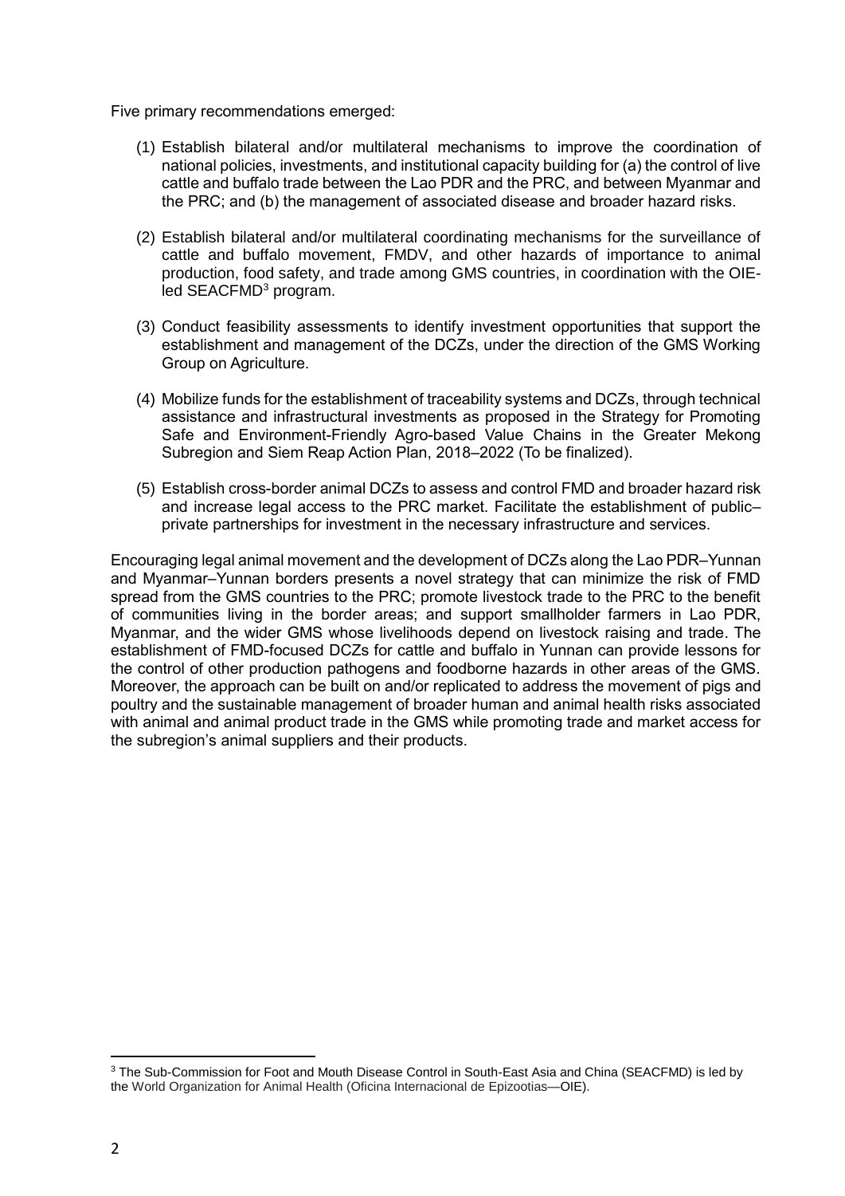Five primary recommendations emerged:

(1) Establish bilateral and/or multilateral mechanisms to improve the coordination of national policies, investments, and institutional capacity building for (a) the control of live cattle and buffalo trade between the Lao PDR and the PRC, and between Myanmar and the PRC; and (b) the management of associated disease and broader hazard risks.

(2) Establish bilateral and/or multilateral coordinating mechanisms for the surveillance of cattle and buffalo movement, FMDV, and other hazards of importance to animal production, food safety, and trade among GMS countries, in coordination with the OIE-led SEACFMD[3] program.

(3) Conduct feasibility assessments to identify investment opportunities that support the establishment and management of the DCZs, under the direction of the GMS Working Group on Agriculture.

(4) Mobilize funds for the establishment of traceability systems and DCZs, through technical assistance and infrastructural investments as proposed in the Strategy for Promoting Safe and Environment-Friendly Agro-based Value Chains in the Greater Mekong Subregion and Siem Reap Action Plan, 2018–2022 (To be finalized).

(5) Establish cross-border animal DCZs to assess and control FMD and broader hazard risk and increase legal access to the PRC market. Facilitate the establishment of public–private partnerships for investment in the necessary infrastructure and services.

Encouraging legal animal movement and the development of DCZs along the Lao PDR–Yunnan and Myanmar–Yunnan borders presents a novel strategy that can minimize the risk of FMD spread from the GMS countries to the PRC; promote livestock trade to the PRC to the benefit of communities living in the border areas; and support smallholder farmers in Lao PDR, Myanmar, and the wider GMS whose livelihoods depend on livestock raising and trade. The establishment of FMD-focused DCZs for cattle and buffalo in Yunnan can provide lessons for the control of other production pathogens and foodborne hazards in other areas of the GMS. Moreover, the approach can be built on and/or replicated to address the movement of pigs and poultry and the sustainable management of broader human and animal health risks associated with animal and animal product trade in the GMS while promoting trade and market access for the subregion's animal suppliers and their products.

---

[3] The Sub-Commission for Foot and Mouth Disease Control in South-East Asia and China (SEACFMD) is led by the World Organization for Animal Health (Oficina Internacional de Epizootias—OIE).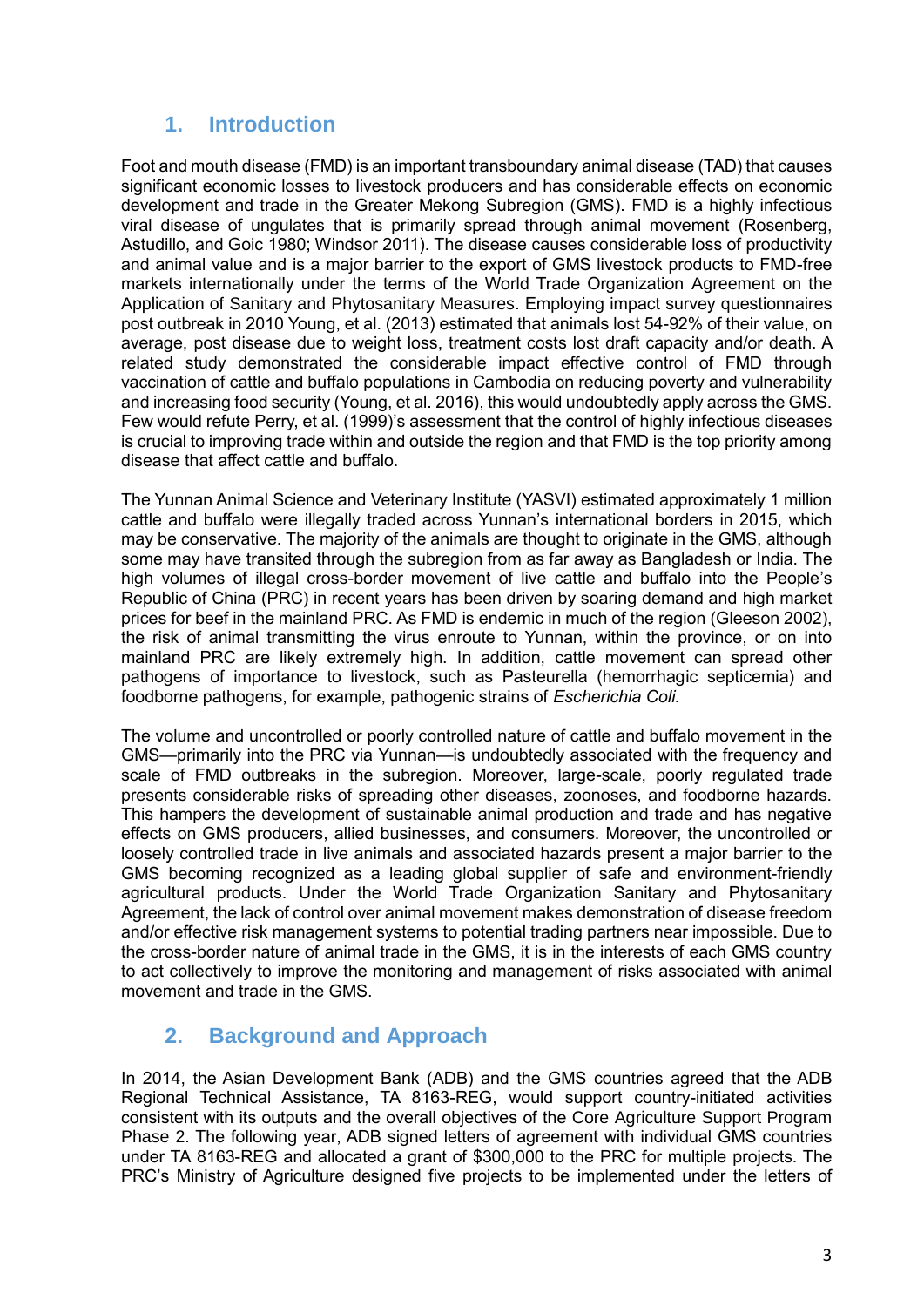## 1. Introduction

Foot and mouth disease (FMD) is an important transboundary animal disease (TAD) that causes significant economic losses to livestock producers and has considerable effects on economic development and trade in the Greater Mekong Subregion (GMS). FMD is a highly infectious viral disease of ungulates that is primarily spread through animal movement (Rosenberg, Astudillo, and Goic 1980; Windsor 2011). The disease causes considerable loss of productivity and animal value and is a major barrier to the export of GMS livestock products to FMD-free markets internationally under the terms of the World Trade Organization Agreement on the Application of Sanitary and Phytosanitary Measures. Employing impact survey questionnaires post outbreak in 2010 Young, et al. (2013) estimated that animals lost 54-92% of their value, on average, post disease due to weight loss, treatment costs lost draft capacity and/or death. A related study demonstrated the considerable impact effective control of FMD through vaccination of cattle and buffalo populations in Cambodia on reducing poverty and vulnerability and increasing food security (Young, et al. 2016), this would undoubtedly apply across the GMS. Few would refute Perry, et al. (1999)'s assessment that the control of highly infectious diseases is crucial to improving trade within and outside the region and that FMD is the top priority among disease that affect cattle and buffalo.

The Yunnan Animal Science and Veterinary Institute (YASVI) estimated approximately 1 million cattle and buffalo were illegally traded across Yunnan's international borders in 2015, which may be conservative. The majority of the animals are thought to originate in the GMS, although some may have transited through the subregion from as far away as Bangladesh or India. The high volumes of illegal cross-border movement of live cattle and buffalo into the People's Republic of China (PRC) in recent years has been driven by soaring demand and high market prices for beef in the mainland PRC. As FMD is endemic in much of the region (Gleeson 2002), the risk of animal transmitting the virus enroute to Yunnan, within the province, or on into mainland PRC are likely extremely high. In addition, cattle movement can spread other pathogens of importance to livestock, such as Pasteurella (hemorrhagic septicemia) and foodborne pathogens, for example, pathogenic strains of *Escherichia Coli.*

The volume and uncontrolled or poorly controlled nature of cattle and buffalo movement in the GMS—primarily into the PRC via Yunnan—is undoubtedly associated with the frequency and scale of FMD outbreaks in the subregion. Moreover, large-scale, poorly regulated trade presents considerable risks of spreading other diseases, zoonoses, and foodborne hazards. This hampers the development of sustainable animal production and trade and has negative effects on GMS producers, allied businesses, and consumers. Moreover, the uncontrolled or loosely controlled trade in live animals and associated hazards present a major barrier to the GMS becoming recognized as a leading global supplier of safe and environment-friendly agricultural products. Under the World Trade Organization Sanitary and Phytosanitary Agreement, the lack of control over animal movement makes demonstration of disease freedom and/or effective risk management systems to potential trading partners near impossible. Due to the cross-border nature of animal trade in the GMS, it is in the interests of each GMS country to act collectively to improve the monitoring and management of risks associated with animal movement and trade in the GMS.

## 2. Background and Approach

In 2014, the Asian Development Bank (ADB) and the GMS countries agreed that the ADB Regional Technical Assistance, TA 8163-REG, would support country-initiated activities consistent with its outputs and the overall objectives of the Core Agriculture Support Program Phase 2. The following year, ADB signed letters of agreement with individual GMS countries under TA 8163-REG and allocated a grant of $300,000 to the PRC for multiple projects. The PRC's Ministry of Agriculture designed five projects to be implemented under the letters of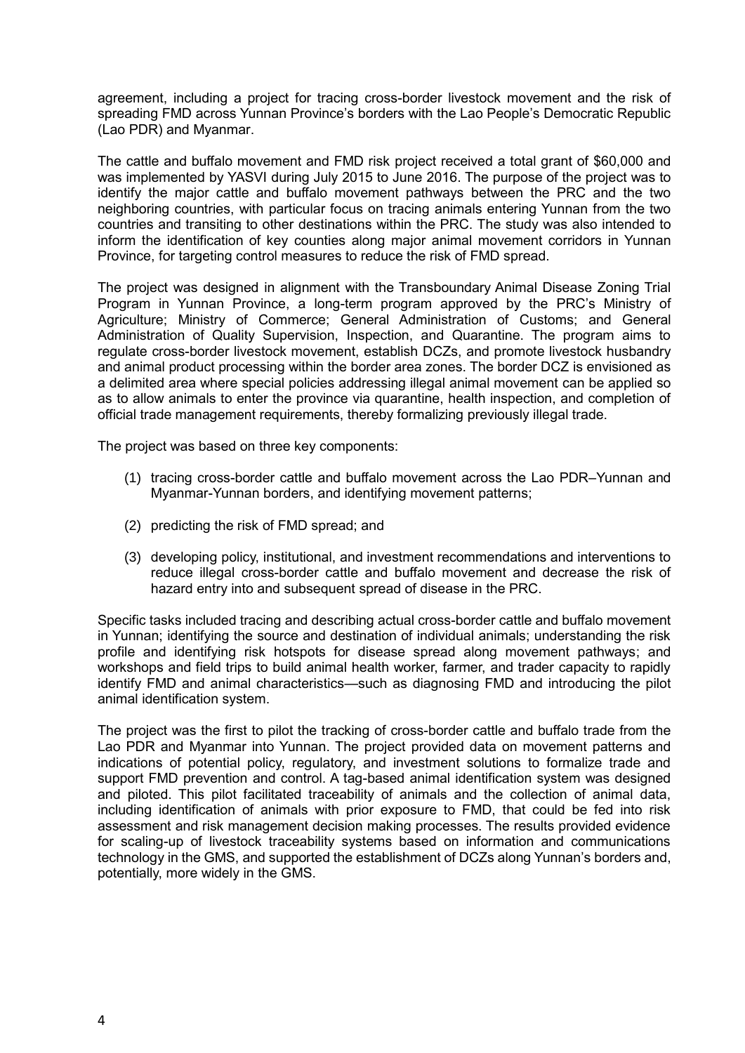agreement, including a project for tracing cross-border livestock movement and the risk of spreading FMD across Yunnan Province's borders with the Lao People's Democratic Republic (Lao PDR) and Myanmar.

The cattle and buffalo movement and FMD risk project received a total grant of $60,000 and was implemented by YASVI during July 2015 to June 2016. The purpose of the project was to identify the major cattle and buffalo movement pathways between the PRC and the two neighboring countries, with particular focus on tracing animals entering Yunnan from the two countries and transiting to other destinations within the PRC. The study was also intended to inform the identification of key counties along major animal movement corridors in Yunnan Province, for targeting control measures to reduce the risk of FMD spread.

The project was designed in alignment with the Transboundary Animal Disease Zoning Trial Program in Yunnan Province, a long-term program approved by the PRC's Ministry of Agriculture; Ministry of Commerce; General Administration of Customs; and General Administration of Quality Supervision, Inspection, and Quarantine. The program aims to regulate cross-border livestock movement, establish DCZs, and promote livestock husbandry and animal product processing within the border area zones. The border DCZ is envisioned as a delimited area where special policies addressing illegal animal movement can be applied so as to allow animals to enter the province via quarantine, health inspection, and completion of official trade management requirements, thereby formalizing previously illegal trade.

The project was based on three key components:

(1) tracing cross-border cattle and buffalo movement across the Lao PDR–Yunnan and Myanmar-Yunnan borders, and identifying movement patterns;

(2) predicting the risk of FMD spread; and

(3) developing policy, institutional, and investment recommendations and interventions to reduce illegal cross-border cattle and buffalo movement and decrease the risk of hazard entry into and subsequent spread of disease in the PRC.

Specific tasks included tracing and describing actual cross-border cattle and buffalo movement in Yunnan; identifying the source and destination of individual animals; understanding the risk profile and identifying risk hotspots for disease spread along movement pathways; and workshops and field trips to build animal health worker, farmer, and trader capacity to rapidly identify FMD and animal characteristics—such as diagnosing FMD and introducing the pilot animal identification system.

The project was the first to pilot the tracking of cross-border cattle and buffalo trade from the Lao PDR and Myanmar into Yunnan. The project provided data on movement patterns and indications of potential policy, regulatory, and investment solutions to formalize trade and support FMD prevention and control. A tag-based animal identification system was designed and piloted. This pilot facilitated traceability of animals and the collection of animal data, including identification of animals with prior exposure to FMD, that could be fed into risk assessment and risk management decision making processes. The results provided evidence for scaling-up of livestock traceability systems based on information and communications technology in the GMS, and supported the establishment of DCZs along Yunnan's borders and, potentially, more widely in the GMS.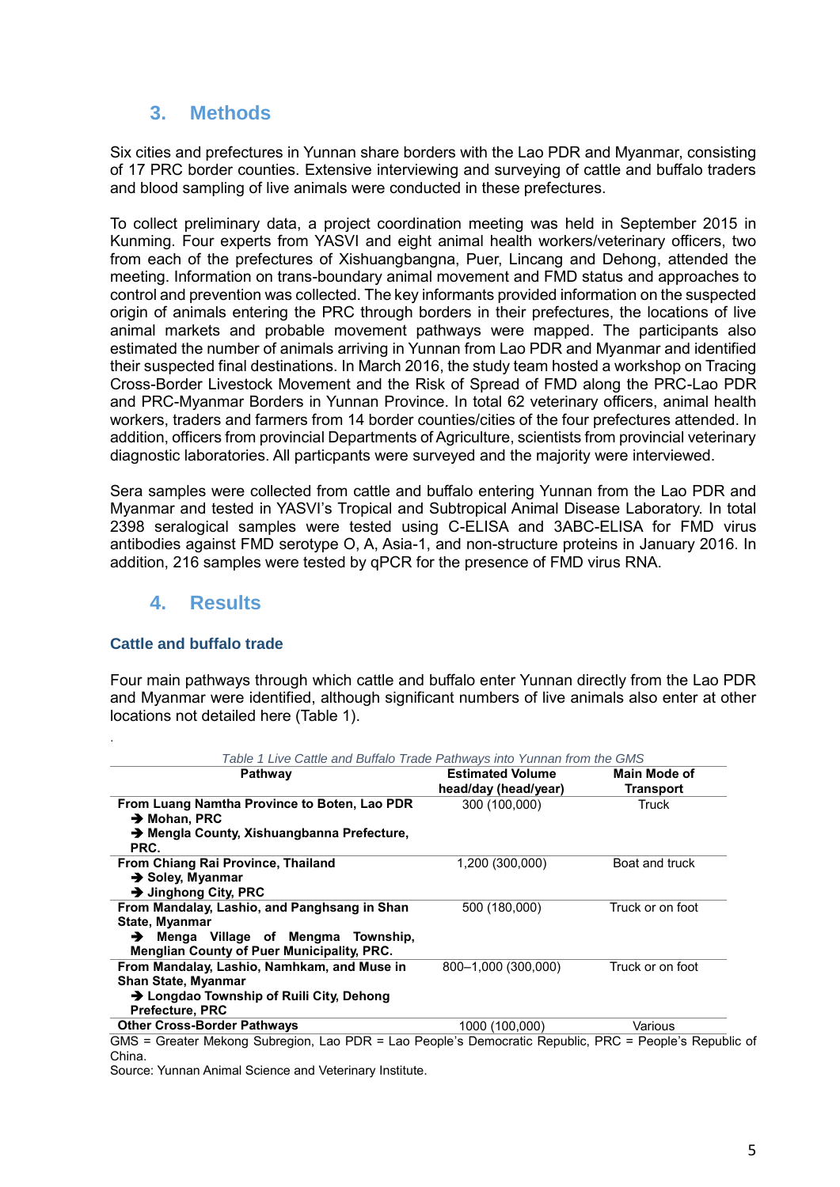## 3. Methods

Six cities and prefectures in Yunnan share borders with the Lao PDR and Myanmar, consisting of 17 PRC border counties. Extensive interviewing and surveying of cattle and buffalo traders and blood sampling of live animals were conducted in these prefectures.

To collect preliminary data, a project coordination meeting was held in September 2015 in Kunming. Four experts from YASVI and eight animal health workers/veterinary officers, two from each of the prefectures of Xishuangbangna, Puer, Lincang and Dehong, attended the meeting. Information on trans-boundary animal movement and FMD status and approaches to control and prevention was collected. The key informants provided information on the suspected origin of animals entering the PRC through borders in their prefectures, the locations of live animal markets and probable movement pathways were mapped. The participants also estimated the number of animals arriving in Yunnan from Lao PDR and Myanmar and identified their suspected final destinations. In March 2016, the study team hosted a workshop on Tracing Cross-Border Livestock Movement and the Risk of Spread of FMD along the PRC-Lao PDR and PRC-Myanmar Borders in Yunnan Province. In total 62 veterinary officers, animal health workers, traders and farmers from 14 border counties/cities of the four prefectures attended. In addition, officers from provincial Departments of Agriculture, scientists from provincial veterinary diagnostic laboratories. All particpants were surveyed and the majority were interviewed.

Sera samples were collected from cattle and buffalo entering Yunnan from the Lao PDR and Myanmar and tested in YASVI's Tropical and Subtropical Animal Disease Laboratory. In total 2398 seralogical samples were tested using C-ELISA and 3ABC-ELISA for FMD virus antibodies against FMD serotype O, A, Asia-1, and non-structure proteins in January 2016. In addition, 216 samples were tested by qPCR for the presence of FMD virus RNA.

## 4. Results

### Cattle and buffalo trade

Four main pathways through which cattle and buffalo enter Yunnan directly from the Lao PDR and Myanmar were identified, although significant numbers of live animals also enter at other locations not detailed here (Table 1).

*Table 1 Live Cattle and Buffalo Trade Pathways into Yunnan from the GMS*

| Pathway | Estimated Volume head/day (head/year) | Main Mode of Transport |
|---|---|---|
| **From Luang Namtha Province to Boten, Lao PDR ➔ Mohan, PRC ➔ Mengla County, Xishuangbanna Prefecture, PRC.** | 300 (100,000) | Truck |
| **From Chiang Rai Province, Thailand ➔ Soley, Myanmar ➔ Jinghong City, PRC** | 1,200 (300,000) | Boat and truck |
| **From Mandalay, Lashio, and Panghsang in Shan State, Myanmar ➔ Menga Village of Mengma Township, Menglian County of Puer Municipality, PRC.** | 500 (180,000) | Truck or on foot |
| **From Mandalay, Lashio, Namhkam, and Muse in Shan State, Myanmar ➔ Longdao Township of Ruili City, Dehong Prefecture, PRC** | 800–1,000 (300,000) | Truck or on foot |
| **Other Cross-Border Pathways** | 1000 (100,000) | Various |

GMS = Greater Mekong Subregion, Lao PDR = Lao People's Democratic Republic, PRC = People's Republic of China.

Source: Yunnan Animal Science and Veterinary Institute.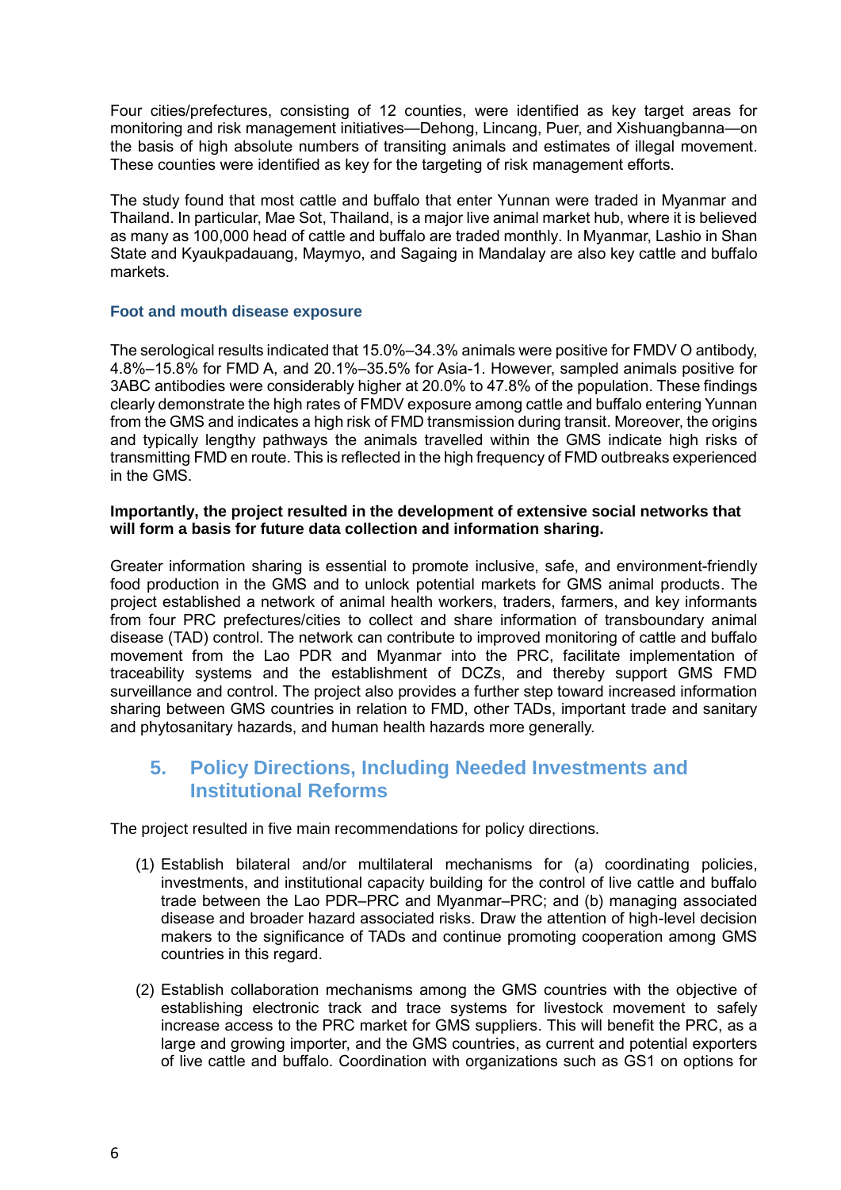Four cities/prefectures, consisting of 12 counties, were identified as key target areas for monitoring and risk management initiatives—Dehong, Lincang, Puer, and Xishuangbanna—on the basis of high absolute numbers of transiting animals and estimates of illegal movement. These counties were identified as key for the targeting of risk management efforts.

The study found that most cattle and buffalo that enter Yunnan were traded in Myanmar and Thailand. In particular, Mae Sot, Thailand, is a major live animal market hub, where it is believed as many as 100,000 head of cattle and buffalo are traded monthly. In Myanmar, Lashio in Shan State and Kyaukpadauang, Maymyo, and Sagaing in Mandalay are also key cattle and buffalo markets.

### Foot and mouth disease exposure

The serological results indicated that 15.0%–34.3% animals were positive for FMDV O antibody, 4.8%–15.8% for FMD A, and 20.1%–35.5% for Asia-1. However, sampled animals positive for 3ABC antibodies were considerably higher at 20.0% to 47.8% of the population. These findings clearly demonstrate the high rates of FMDV exposure among cattle and buffalo entering Yunnan from the GMS and indicates a high risk of FMD transmission during transit. Moreover, the origins and typically lengthy pathways the animals travelled within the GMS indicate high risks of transmitting FMD en route. This is reflected in the high frequency of FMD outbreaks experienced in the GMS.

**Importantly, the project resulted in the development of extensive social networks that will form a basis for future data collection and information sharing.**

Greater information sharing is essential to promote inclusive, safe, and environment-friendly food production in the GMS and to unlock potential markets for GMS animal products. The project established a network of animal health workers, traders, farmers, and key informants from four PRC prefectures/cities to collect and share information of transboundary animal disease (TAD) control. The network can contribute to improved monitoring of cattle and buffalo movement from the Lao PDR and Myanmar into the PRC, facilitate implementation of traceability systems and the establishment of DCZs, and thereby support GMS FMD surveillance and control. The project also provides a further step toward increased information sharing between GMS countries in relation to FMD, other TADs, important trade and sanitary and phytosanitary hazards, and human health hazards more generally.

## 5. Policy Directions, Including Needed Investments and Institutional Reforms

The project resulted in five main recommendations for policy directions.

(1) Establish bilateral and/or multilateral mechanisms for (a) coordinating policies, investments, and institutional capacity building for the control of live cattle and buffalo trade between the Lao PDR–PRC and Myanmar–PRC; and (b) managing associated disease and broader hazard associated risks. Draw the attention of high-level decision makers to the significance of TADs and continue promoting cooperation among GMS countries in this regard.

(2) Establish collaboration mechanisms among the GMS countries with the objective of establishing electronic track and trace systems for livestock movement to safely increase access to the PRC market for GMS suppliers. This will benefit the PRC, as a large and growing importer, and the GMS countries, as current and potential exporters of live cattle and buffalo. Coordination with organizations such as GS1 on options for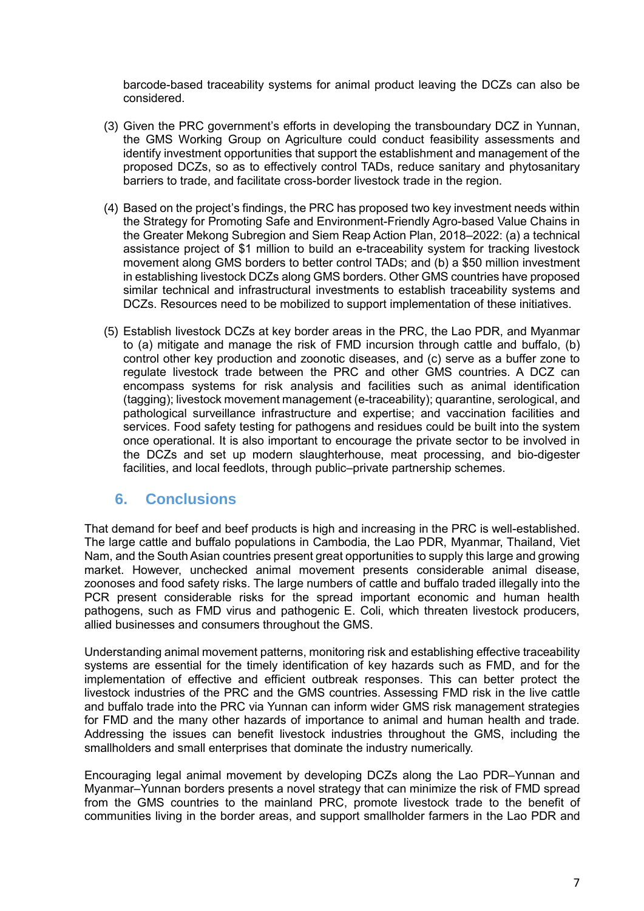barcode-based traceability systems for animal product leaving the DCZs can also be considered.

(3) Given the PRC government's efforts in developing the transboundary DCZ in Yunnan, the GMS Working Group on Agriculture could conduct feasibility assessments and identify investment opportunities that support the establishment and management of the proposed DCZs, so as to effectively control TADs, reduce sanitary and phytosanitary barriers to trade, and facilitate cross-border livestock trade in the region.

(4) Based on the project's findings, the PRC has proposed two key investment needs within the Strategy for Promoting Safe and Environment-Friendly Agro-based Value Chains in the Greater Mekong Subregion and Siem Reap Action Plan, 2018–2022: (a) a technical assistance project of $1 million to build an e-traceability system for tracking livestock movement along GMS borders to better control TADs; and (b) a $50 million investment in establishing livestock DCZs along GMS borders. Other GMS countries have proposed similar technical and infrastructural investments to establish traceability systems and DCZs. Resources need to be mobilized to support implementation of these initiatives.

(5) Establish livestock DCZs at key border areas in the PRC, the Lao PDR, and Myanmar to (a) mitigate and manage the risk of FMD incursion through cattle and buffalo, (b) control other key production and zoonotic diseases, and (c) serve as a buffer zone to regulate livestock trade between the PRC and other GMS countries. A DCZ can encompass systems for risk analysis and facilities such as animal identification (tagging); livestock movement management (e-traceability); quarantine, serological, and pathological surveillance infrastructure and expertise; and vaccination facilities and services. Food safety testing for pathogens and residues could be built into the system once operational. It is also important to encourage the private sector to be involved in the DCZs and set up modern slaughterhouse, meat processing, and bio-digester facilities, and local feedlots, through public–private partnership schemes.

## 6. Conclusions

That demand for beef and beef products is high and increasing in the PRC is well-established. The large cattle and buffalo populations in Cambodia, the Lao PDR, Myanmar, Thailand, Viet Nam, and the South Asian countries present great opportunities to supply this large and growing market. However, unchecked animal movement presents considerable animal disease, zoonoses and food safety risks. The large numbers of cattle and buffalo traded illegally into the PCR present considerable risks for the spread important economic and human health pathogens, such as FMD virus and pathogenic E. Coli, which threaten livestock producers, allied businesses and consumers throughout the GMS.

Understanding animal movement patterns, monitoring risk and establishing effective traceability systems are essential for the timely identification of key hazards such as FMD, and for the implementation of effective and efficient outbreak responses. This can better protect the livestock industries of the PRC and the GMS countries. Assessing FMD risk in the live cattle and buffalo trade into the PRC via Yunnan can inform wider GMS risk management strategies for FMD and the many other hazards of importance to animal and human health and trade. Addressing the issues can benefit livestock industries throughout the GMS, including the smallholders and small enterprises that dominate the industry numerically.

Encouraging legal animal movement by developing DCZs along the Lao PDR–Yunnan and Myanmar–Yunnan borders presents a novel strategy that can minimize the risk of FMD spread from the GMS countries to the mainland PRC, promote livestock trade to the benefit of communities living in the border areas, and support smallholder farmers in the Lao PDR and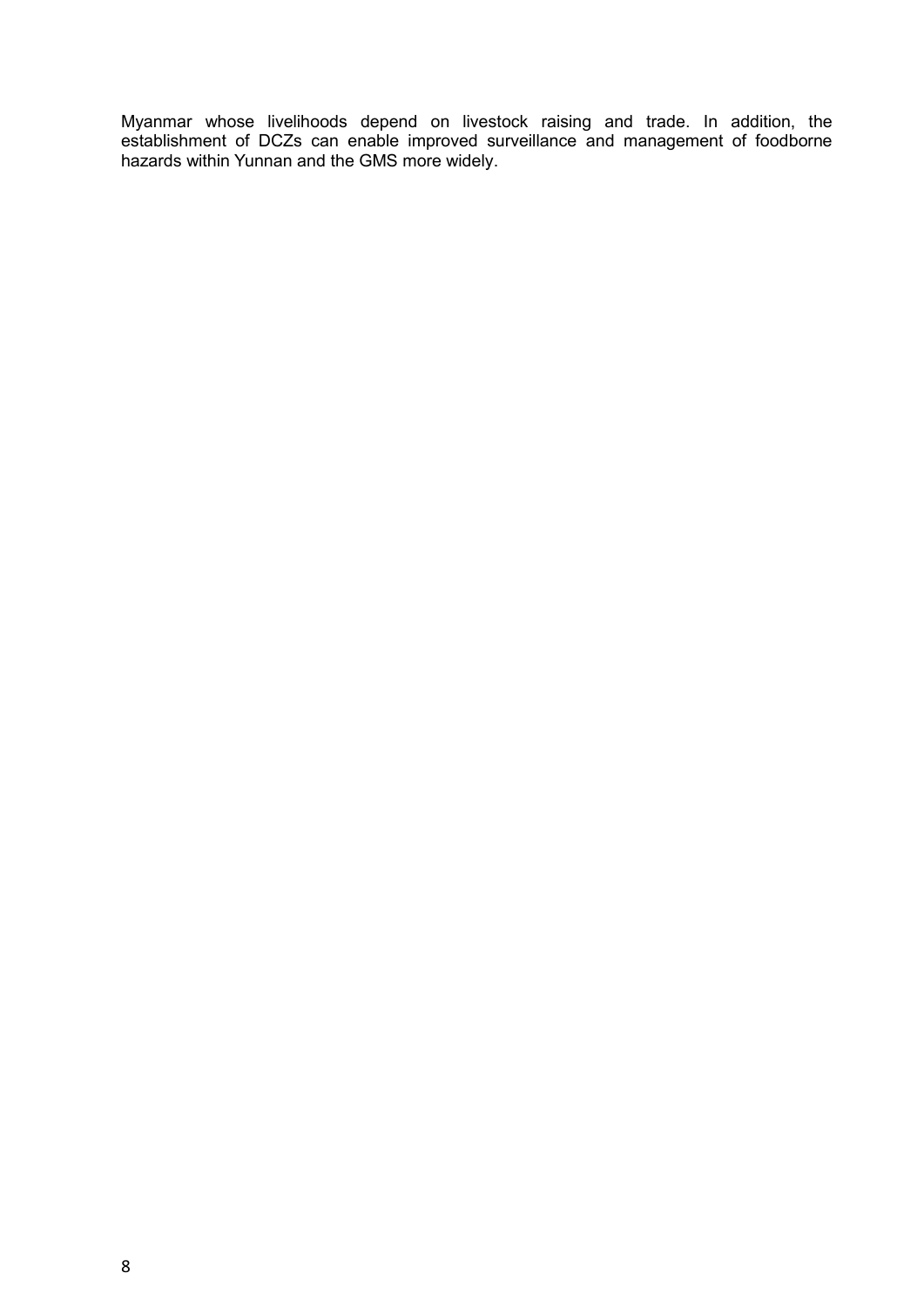Myanmar whose livelihoods depend on livestock raising and trade. In addition, the establishment of DCZs can enable improved surveillance and management of foodborne hazards within Yunnan and the GMS more widely.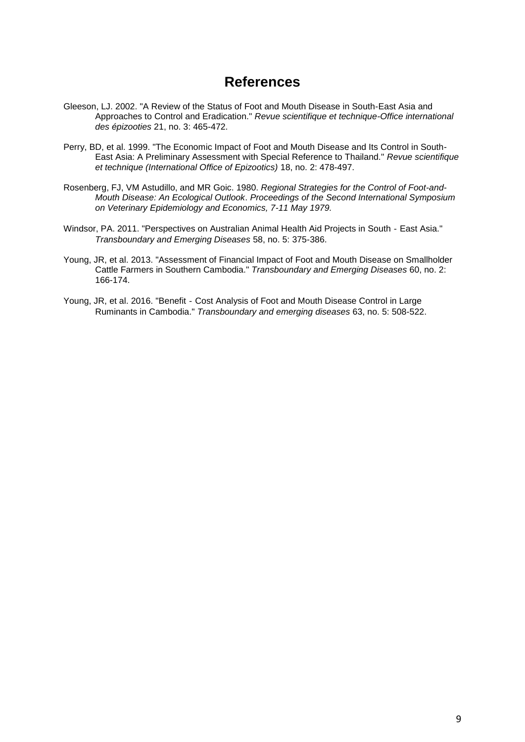# References

Gleeson, LJ. 2002. "A Review of the Status of Foot and Mouth Disease in South-East Asia and Approaches to Control and Eradication." *Revue scientifique et technique-Office international des épizooties* 21, no. 3: 465-472.

Perry, BD, et al. 1999. "The Economic Impact of Foot and Mouth Disease and Its Control in South-East Asia: A Preliminary Assessment with Special Reference to Thailand." *Revue scientifique et technique (International Office of Epizootics)* 18, no. 2: 478-497.

Rosenberg, FJ, VM Astudillo, and MR Goic. 1980. *Regional Strategies for the Control of Foot-and-Mouth Disease: An Ecological Outlook*. *Proceedings of the Second International Symposium on Veterinary Epidemiology and Economics, 7-11 May 1979.*

Windsor, PA. 2011. "Perspectives on Australian Animal Health Aid Projects in South‐East Asia." *Transboundary and Emerging Diseases* 58, no. 5: 375-386.

Young, JR, et al. 2013. "Assessment of Financial Impact of Foot and Mouth Disease on Smallholder Cattle Farmers in Southern Cambodia." *Transboundary and Emerging Diseases* 60, no. 2: 166-174.

Young, JR, et al. 2016. "Benefit‐Cost Analysis of Foot and Mouth Disease Control in Large Ruminants in Cambodia." *Transboundary and emerging diseases* 63, no. 5: 508-522.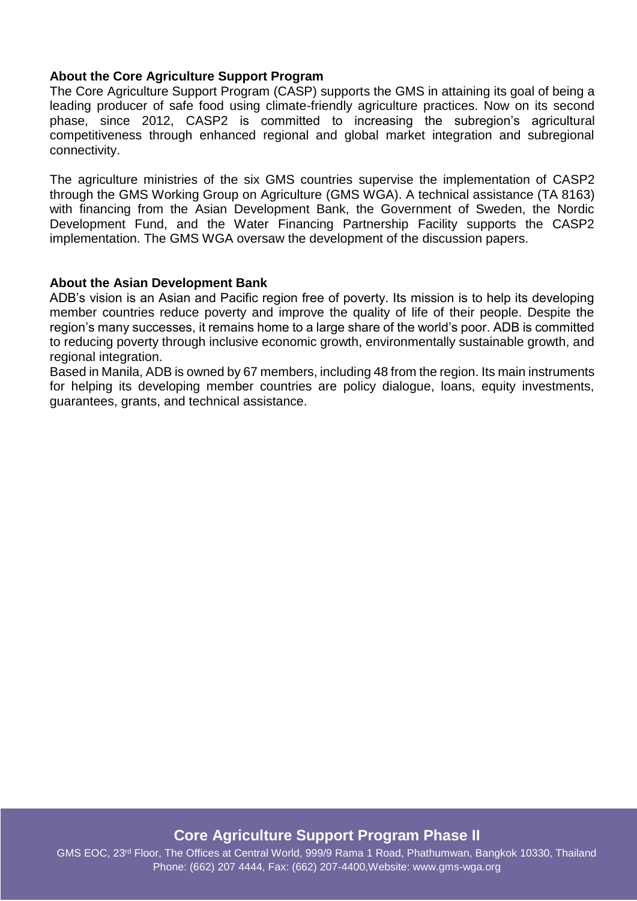**About the Core Agriculture Support Program**

The Core Agriculture Support Program (CASP) supports the GMS in attaining its goal of being a leading producer of safe food using climate-friendly agriculture practices. Now on its second phase, since 2012, CASP2 is committed to increasing the subregion's agricultural competitiveness through enhanced regional and global market integration and subregional connectivity.

The agriculture ministries of the six GMS countries supervise the implementation of CASP2 through the GMS Working Group on Agriculture (GMS WGA). A technical assistance (TA 8163) with financing from the Asian Development Bank, the Government of Sweden, the Nordic Development Fund, and the Water Financing Partnership Facility supports the CASP2 implementation. The GMS WGA oversaw the development of the discussion papers.

**About the Asian Development Bank**

ADB's vision is an Asian and Pacific region free of poverty. Its mission is to help its developing member countries reduce poverty and improve the quality of life of their people. Despite the region's many successes, it remains home to a large share of the world's poor. ADB is committed to reducing poverty through inclusive economic growth, environmentally sustainable growth, and regional integration.

Based in Manila, ADB is owned by 67 members, including 48 from the region. Its main instruments for helping its developing member countries are policy dialogue, loans, equity investments, guarantees, grants, and technical assistance.

**Core Agriculture Support Program Phase II**

GMS EOC, 23rd Floor, The Offices at Central World, 999/9 Rama 1 Road, Phathumwan, Bangkok 10330, Thailand
Phone: (662) 207 4444, Fax: (662) 207-4400,Website: www.gms-wga.org